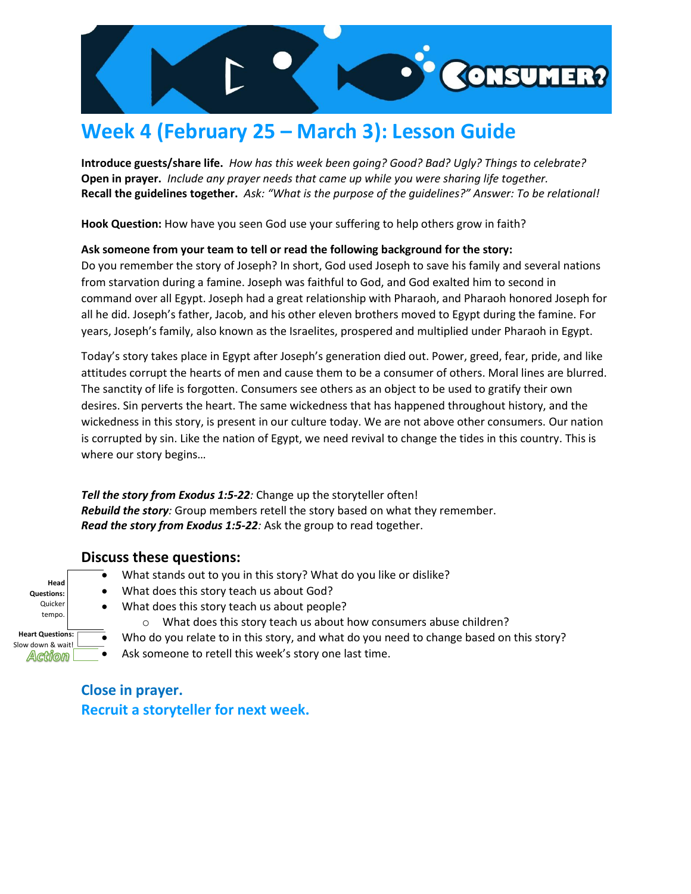# Week 4 (February 25 – March 3): Lesson Guide

**Introduce guests/share life.** *How has this week been going? Good? Bad? Ugly? Things to celebrate?*
**Open in prayer.** *Include any prayer needs that came up while you were sharing life together.*
**Recall the guidelines together.** *Ask: "What is the purpose of the guidelines?" Answer: To be relational!*

**Hook Question:** How have you seen God use your suffering to help others grow in faith?

**Ask someone from your team to tell or read the following background for the story:**
Do you remember the story of Joseph? In short, God used Joseph to save his family and several nations from starvation during a famine. Joseph was faithful to God, and God exalted him to second in command over all Egypt. Joseph had a great relationship with Pharaoh, and Pharaoh honored Joseph for all he did. Joseph's father, Jacob, and his other eleven brothers moved to Egypt during the famine. For years, Joseph's family, also known as the Israelites, prospered and multiplied under Pharaoh in Egypt.

Today's story takes place in Egypt after Joseph's generation died out. Power, greed, fear, pride, and like attitudes corrupt the hearts of men and cause them to be a consumer of others. Moral lines are blurred. The sanctity of life is forgotten. Consumers see others as an object to be used to gratify their own desires. Sin perverts the heart. The same wickedness that has happened throughout history, and the wickedness in this story, is present in our culture today. We are not above other consumers. Our nation is corrupted by sin. Like the nation of Egypt, we need revival to change the tides in this country. This is where our story begins…

***Tell the story from Exodus 1:5-22****:* Change up the storyteller often!
***Rebuild the story****:* Group members retell the story based on what they remember.
***Read the story from Exodus 1:5-22****:* Ask the group to read together.

## Discuss these questions:

**Head Questions:** Quicker tempo.

- What stands out to you in this story? What do you like or dislike?
- What does this story teach us about God?
- What does this story teach us about people?
  - What does this story teach us about how consumers abuse children?

**Heart Questions:** Slow down & wait!

- Who do you relate to in this story, and what do you need to change based on this story?

**Action**

- Ask someone to retell this week's story one last time.

## Close in prayer.
## Recruit a storyteller for next week.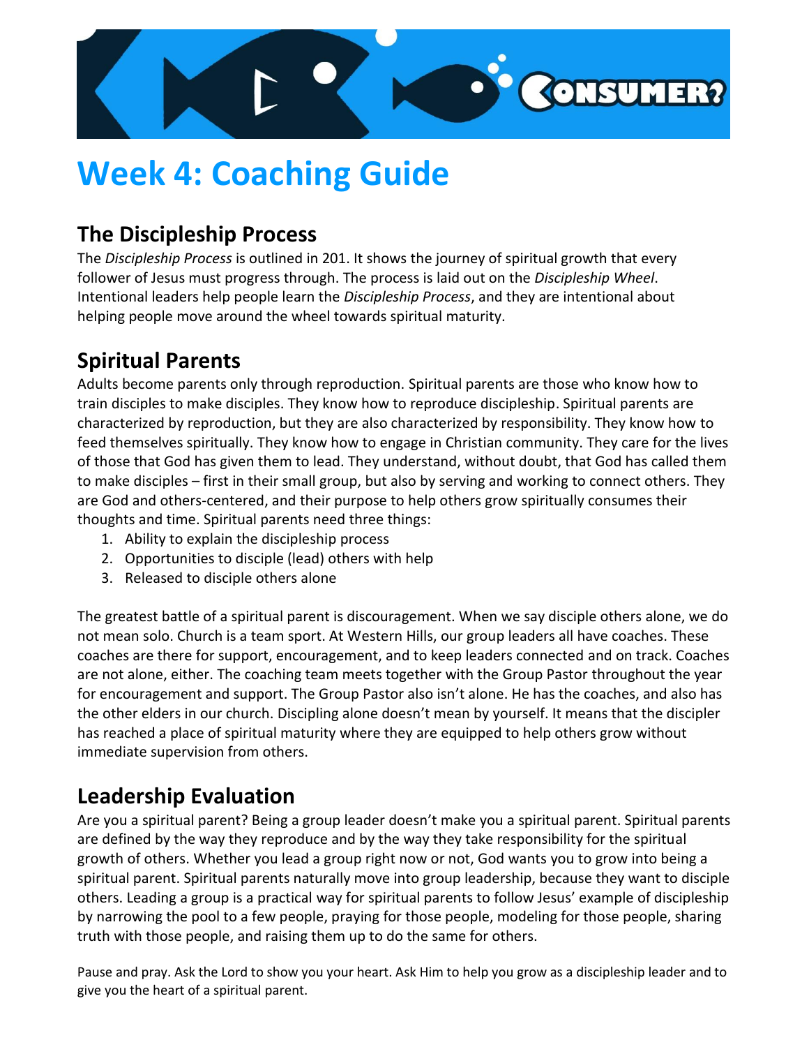# Week 4: Coaching Guide

## The Discipleship Process

The *Discipleship Process* is outlined in 201. It shows the journey of spiritual growth that every follower of Jesus must progress through. The process is laid out on the *Discipleship Wheel*. Intentional leaders help people learn the *Discipleship Process*, and they are intentional about helping people move around the wheel towards spiritual maturity.

## Spiritual Parents

Adults become parents only through reproduction. Spiritual parents are those who know how to train disciples to make disciples. They know how to reproduce discipleship. Spiritual parents are characterized by reproduction, but they are also characterized by responsibility. They know how to feed themselves spiritually. They know how to engage in Christian community. They care for the lives of those that God has given them to lead. They understand, without doubt, that God has called them to make disciples – first in their small group, but also by serving and working to connect others. They are God and others-centered, and their purpose to help others grow spiritually consumes their thoughts and time. Spiritual parents need three things:

1. Ability to explain the discipleship process
2. Opportunities to disciple (lead) others with help
3. Released to disciple others alone

The greatest battle of a spiritual parent is discouragement. When we say disciple others alone, we do not mean solo. Church is a team sport. At Western Hills, our group leaders all have coaches. These coaches are there for support, encouragement, and to keep leaders connected and on track. Coaches are not alone, either. The coaching team meets together with the Group Pastor throughout the year for encouragement and support. The Group Pastor also isn't alone. He has the coaches, and also has the other elders in our church. Discipling alone doesn't mean by yourself. It means that the discipler has reached a place of spiritual maturity where they are equipped to help others grow without immediate supervision from others.

## Leadership Evaluation

Are you a spiritual parent? Being a group leader doesn't make you a spiritual parent. Spiritual parents are defined by the way they reproduce and by the way they take responsibility for the spiritual growth of others. Whether you lead a group right now or not, God wants you to grow into being a spiritual parent. Spiritual parents naturally move into group leadership, because they want to disciple others. Leading a group is a practical way for spiritual parents to follow Jesus' example of discipleship by narrowing the pool to a few people, praying for those people, modeling for those people, sharing truth with those people, and raising them up to do the same for others.

Pause and pray. Ask the Lord to show you your heart. Ask Him to help you grow as a discipleship leader and to give you the heart of a spiritual parent.